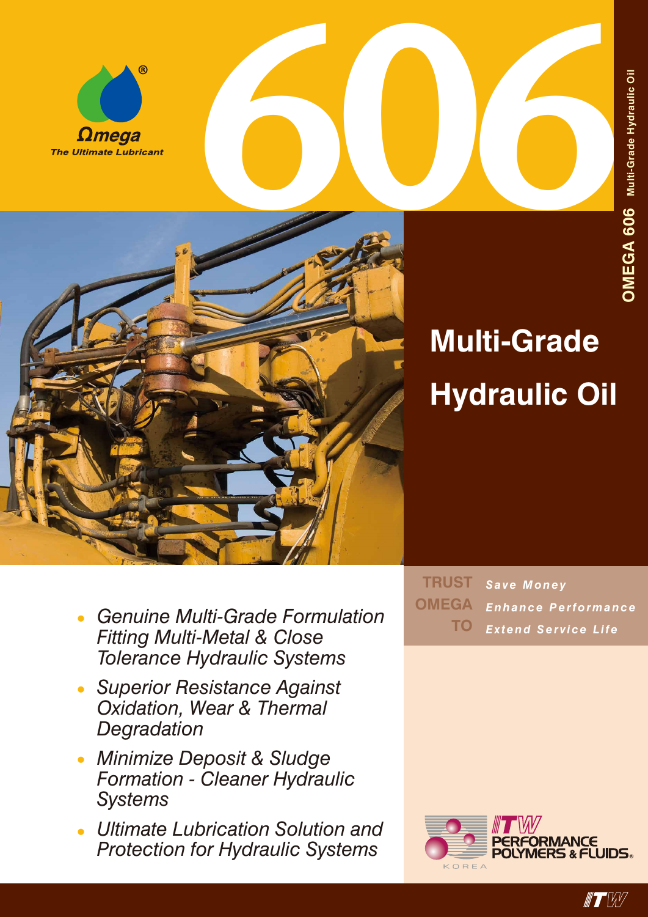Ωmega®

*The Ultimate Lubricant*

# 606

OMEGA 606 Multi-Grade Hydraulic Oil

## Multi-Grade Hydraulic Oil

- *Genuine Multi-Grade Formulation Fitting Multi-Metal & Close Tolerance Hydraulic Systems*
- *Superior Resistance Against Oxidation, Wear & Thermal Degradation*
- *Minimize Deposit & Sludge Formation - Cleaner Hydraulic Systems*
- *Ultimate Lubrication Solution and Protection for Hydraulic Systems*

**TRUST OMEGA TO**

- ***Save Money***
- ***Enhance Performance***
- ***Extend Service Life***

ITW PERFORMANCE POLYMERS & FLUIDS® KOREA

ITW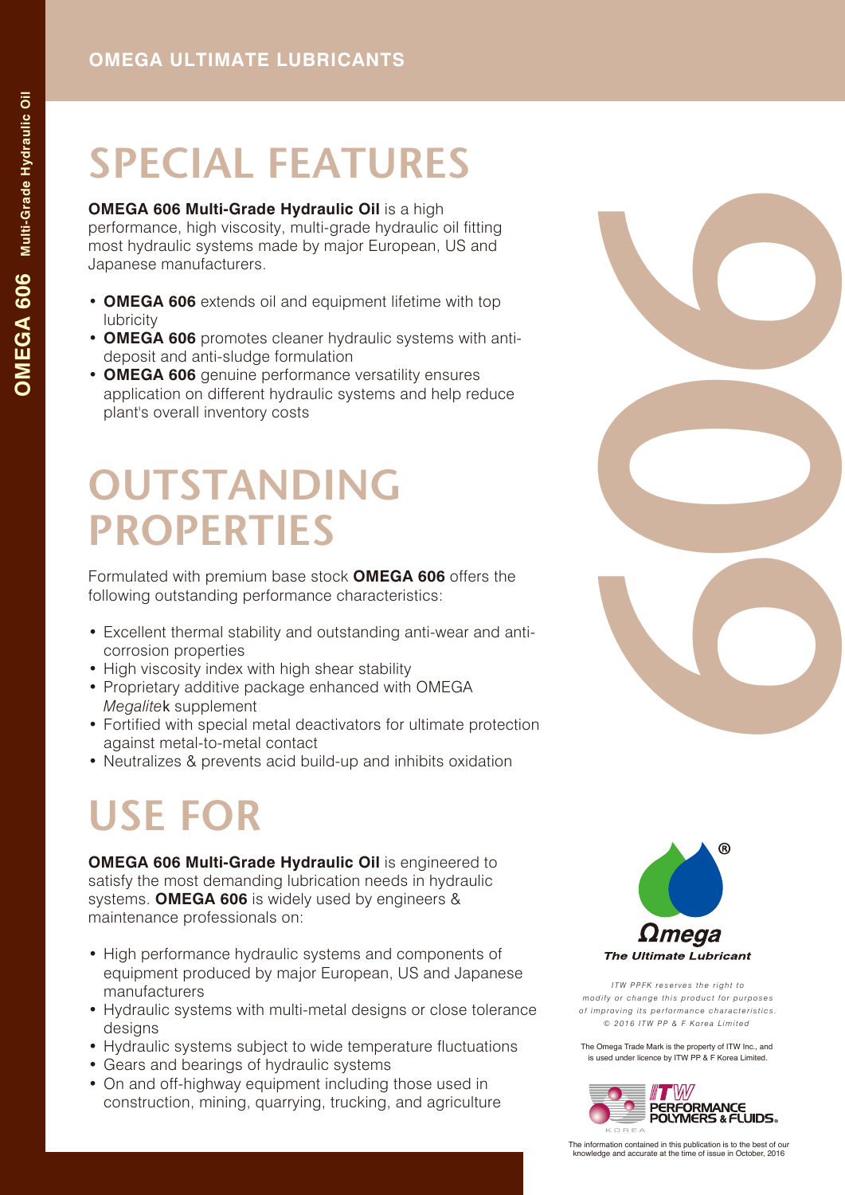OMEGA ULTIMATE LUBRICANTS

# SPECIAL FEATURES

**OMEGA 606 Multi-Grade Hydraulic Oil** is a high performance, high viscosity, multi-grade hydraulic oil fitting most hydraulic systems made by major European, US and Japanese manufacturers.

- **OMEGA 606** extends oil and equipment lifetime with top lubricity
- **OMEGA 606** promotes cleaner hydraulic systems with anti-deposit and anti-sludge formulation
- **OMEGA 606** genuine performance versatility ensures application on different hydraulic systems and help reduce plant's overall inventory costs

# OUTSTANDING PROPERTIES

Formulated with premium base stock **OMEGA 606** offers the following outstanding performance characteristics:

- Excellent thermal stability and outstanding anti-wear and anti-corrosion properties
- High viscosity index with high shear stability
- Proprietary additive package enhanced with OMEGA *Megalite***k** supplement
- Fortified with special metal deactivators for ultimate protection against metal-to-metal contact
- Neutralizes & prevents acid build-up and inhibits oxidation

# USE FOR

**OMEGA 606 Multi-Grade Hydraulic Oil** is engineered to satisfy the most demanding lubrication needs in hydraulic systems. **OMEGA 606** is widely used by engineers & maintenance professionals on:

- High performance hydraulic systems and components of equipment produced by major European, US and Japanese manufacturers
- Hydraulic systems with multi-metal designs or close tolerance designs
- Hydraulic systems subject to wide temperature fluctuations
- Gears and bearings of hydraulic systems
- On and off-highway equipment including those used in construction, mining, quarrying, trucking, and agriculture

Ωmega®
The Ultimate Lubricant

*ITW PPFK reserves the right to modify or change this product for purposes of improving its performance characteristics. © 2016 ITW PP & F Korea Limited*

The Omega Trade Mark is the property of ITW Inc., and is used under licence by ITW PP & F Korea Limited.

ITW PERFORMANCE POLYMERS & FLUIDS. KOREA

The information contained in this publication is to the best of our knowledge and accurate at the time of issue in October, 2016